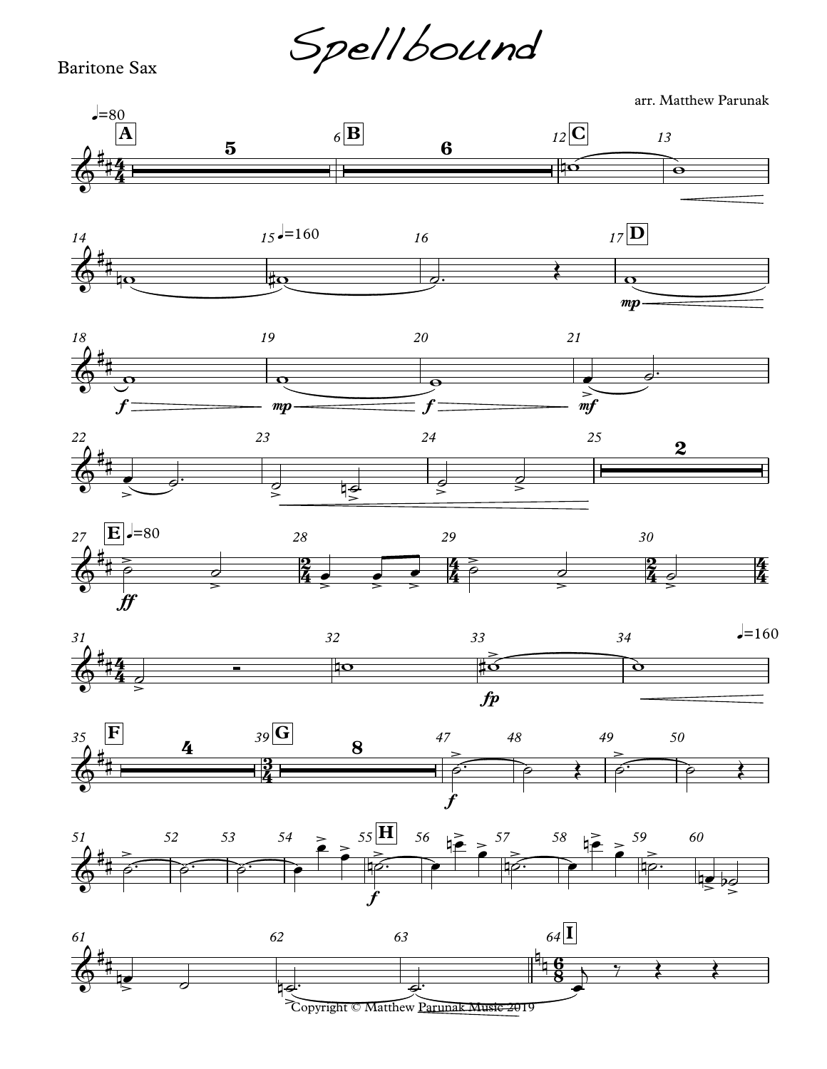# Spellbound

Baritone Sax

arr. Matthew Parunak

Copyright © Matthew Parunak Music 2019